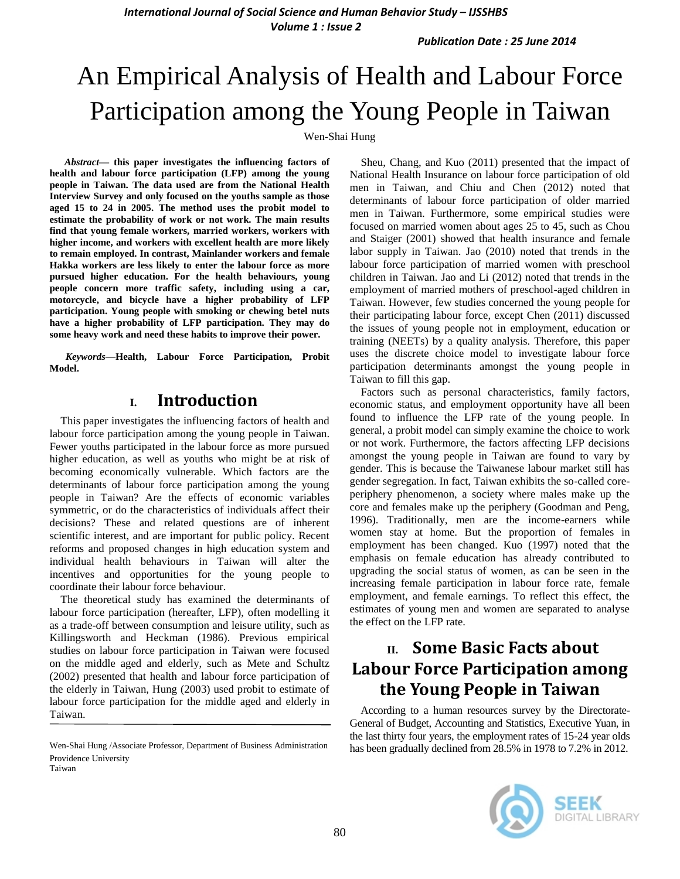# An Empirical Analysis of Health and Labour Force Participation among the Young People in Taiwan

Wen-Shai Hung

***Abstract*— this paper investigates the influencing factors of health and labour force participation (LFP) among the young people in Taiwan. The data used are from the National Health Interview Survey and only focused on the youths sample as those aged 15 to 24 in 2005. The method uses the probit model to estimate the probability of work or not work. The main results find that young female workers, married workers, workers with higher income, and workers with excellent health are more likely to remain employed. In contrast, Mainlander workers and female Hakka workers are less likely to enter the labour force as more pursued higher education. For the health behaviours, young people concern more traffic safety, including using a car, motorcycle, and bicycle have a higher probability of LFP participation. Young people with smoking or chewing betel nuts have a higher probability of LFP participation. They may do some heavy work and need these habits to improve their power.**

***Keywords*—Health, Labour Force Participation, Probit Model.**

## I. Introduction

This paper investigates the influencing factors of health and labour force participation among the young people in Taiwan. Fewer youths participated in the labour force as more pursued higher education, as well as youths who might be at risk of becoming economically vulnerable. Which factors are the determinants of labour force participation among the young people in Taiwan? Are the effects of economic variables symmetric, or do the characteristics of individuals affect their decisions? These and related questions are of inherent scientific interest, and are important for public policy. Recent reforms and proposed changes in high education system and individual health behaviours in Taiwan will alter the incentives and opportunities for the young people to coordinate their labour force behaviour.

The theoretical study has examined the determinants of labour force participation (hereafter, LFP), often modelling it as a trade-off between consumption and leisure utility, such as Killingsworth and Heckman (1986). Previous empirical studies on labour force participation in Taiwan were focused on the middle aged and elderly, such as Mete and Schultz (2002) presented that health and labour force participation of the elderly in Taiwan, Hung (2003) used probit to estimate of labour force participation for the middle aged and elderly in Taiwan.

Wen-Shai Hung /Associate Professor, Department of Business Administration Providence University Taiwan

Sheu, Chang, and Kuo (2011) presented that the impact of National Health Insurance on labour force participation of old men in Taiwan, and Chiu and Chen (2012) noted that determinants of labour force participation of older married men in Taiwan. Furthermore, some empirical studies were focused on married women about ages 25 to 45, such as Chou and Staiger (2001) showed that health insurance and female labor supply in Taiwan. Jao (2010) noted that trends in the labour force participation of married women with preschool children in Taiwan. Jao and Li (2012) noted that trends in the employment of married mothers of preschool-aged children in Taiwan. However, few studies concerned the young people for their participating labour force, except Chen (2011) discussed the issues of young people not in employment, education or training (NEETs) by a quality analysis. Therefore, this paper uses the discrete choice model to investigate labour force participation determinants amongst the young people in Taiwan to fill this gap.

Factors such as personal characteristics, family factors, economic status, and employment opportunity have all been found to influence the LFP rate of the young people. In general, a probit model can simply examine the choice to work or not work. Furthermore, the factors affecting LFP decisions amongst the young people in Taiwan are found to vary by gender. This is because the Taiwanese labour market still has gender segregation. In fact, Taiwan exhibits the so-called core-periphery phenomenon, a society where males make up the core and females make up the periphery (Goodman and Peng, 1996). Traditionally, men are the income-earners while women stay at home. But the proportion of females in employment has been changed. Kuo (1997) noted that the emphasis on female education has already contributed to upgrading the social status of women, as can be seen in the increasing female participation in labour force rate, female employment, and female earnings. To reflect this effect, the estimates of young men and women are separated to analyse the effect on the LFP rate.

## II. Some Basic Facts about Labour Force Participation among the Young People in Taiwan

According to a human resources survey by the Directorate-General of Budget, Accounting and Statistics, Executive Yuan, in the last thirty four years, the employment rates of 15-24 year olds has been gradually declined from 28.5% in 1978 to 7.2% in 2012.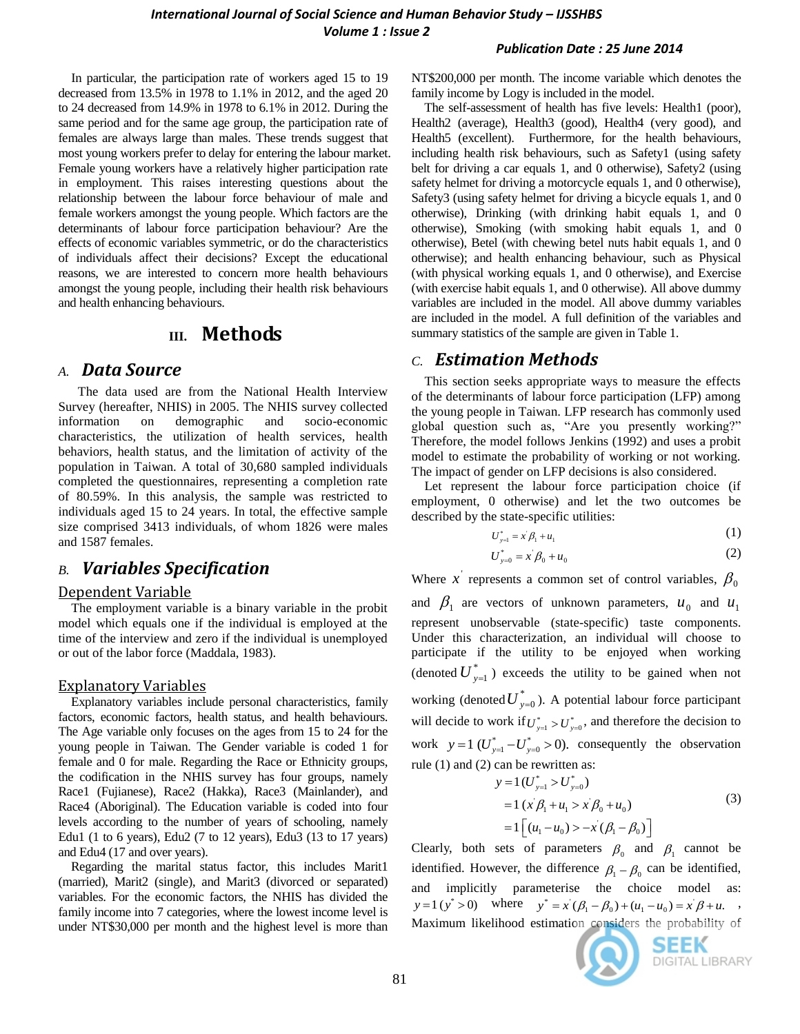In particular, the participation rate of workers aged 15 to 19 decreased from 13.5% in 1978 to 1.1% in 2012, and the aged 20 to 24 decreased from 14.9% in 1978 to 6.1% in 2012. During the same period and for the same age group, the participation rate of females are always large than males. These trends suggest that most young workers prefer to delay for entering the labour market. Female young workers have a relatively higher participation rate in employment. This raises interesting questions about the relationship between the labour force behaviour of male and female workers amongst the young people. Which factors are the determinants of labour force participation behaviour? Are the effects of economic variables symmetric, or do the characteristics of individuals affect their decisions? Except the educational reasons, we are interested to concern more health behaviours amongst the young people, including their health risk behaviours and health enhancing behaviours.

## III. Methods

### A. *Data Source*

The data used are from the National Health Interview Survey (hereafter, NHIS) in 2005. The NHIS survey collected information on demographic and socio-economic characteristics, the utilization of health services, health behaviors, health status, and the limitation of activity of the population in Taiwan. A total of 30,680 sampled individuals completed the questionnaires, representing a completion rate of 80.59%. In this analysis, the sample was restricted to individuals aged 15 to 24 years. In total, the effective sample size comprised 3413 individuals, of whom 1826 were males and 1587 females.

### B. *Variables Specification*

#### Dependent Variable

The employment variable is a binary variable in the probit model which equals one if the individual is employed at the time of the interview and zero if the individual is unemployed or out of the labor force (Maddala, 1983).

#### Explanatory Variables

Explanatory variables include personal characteristics, family factors, economic factors, health status, and health behaviours. The Age variable only focuses on the ages from 15 to 24 for the young people in Taiwan. The Gender variable is coded 1 for female and 0 for male. Regarding the Race or Ethnicity groups, the codification in the NHIS survey has four groups, namely Race1 (Fujianese), Race2 (Hakka), Race3 (Mainlander), and Race4 (Aboriginal). The Education variable is coded into four levels according to the number of years of schooling, namely Edu1 (1 to 6 years), Edu2 (7 to 12 years), Edu3 (13 to 17 years) and Edu4 (17 and over years).

Regarding the marital status factor, this includes Marit1 (married), Marit2 (single), and Marit3 (divorced or separated) variables. For the economic factors, the NHIS has divided the family income into 7 categories, where the lowest income level is under NT$30,000 per month and the highest level is more than NT$200,000 per month. The income variable which denotes the family income by Logy is included in the model.

The self-assessment of health has five levels: Health1 (poor), Health2 (average), Health3 (good), Health4 (very good), and Health5 (excellent). Furthermore, for the health behaviours, including health risk behaviours, such as Safety1 (using safety belt for driving a car equals 1, and 0 otherwise), Safety2 (using safety helmet for driving a motorcycle equals 1, and 0 otherwise), Safety3 (using safety helmet for driving a bicycle equals 1, and 0 otherwise), Drinking (with drinking habit equals 1, and 0 otherwise), Smoking (with smoking habit equals 1, and 0 otherwise), Betel (with chewing betel nuts habit equals 1, and 0 otherwise); and health enhancing behaviour, such as Physical (with physical working equals 1, and 0 otherwise), and Exercise (with exercise habit equals 1, and 0 otherwise). All above dummy variables are included in the model. All above dummy variables are included in the model. A full definition of the variables and summary statistics of the sample are given in Table 1.

### C. *Estimation Methods*

This section seeks appropriate ways to measure the effects of the determinants of labour force participation (LFP) among the young people in Taiwan. LFP research has commonly used global question such as, "Are you presently working?" Therefore, the model follows Jenkins (1992) and uses a probit model to estimate the probability of working or not working. The impact of gender on LFP decisions is also considered.

Let represent the labour force participation choice (if employment, 0 otherwise) and let the two outcomes be described by the state-specific utilities:

$$U^*_{y=1} = x'\beta_1 + u_1 \tag{1}$$

$$U^*_{y=0} = x'\beta_0 + u_0 \tag{2}$$

Where $x'$ represents a common set of control variables, $\beta_0$ and $\beta_1$ are vectors of unknown parameters, $u_0$ and $u_1$ represent unobservable (state-specific) taste components. Under this characterization, an individual will choose to participate if the utility to be enjoyed when working (denoted $U^*_{y=1}$) exceeds the utility to be gained when not working (denoted $U^*_{y=0}$). A potential labour force participant will decide to work if $U^*_{y=1} > U^*_{y=0}$, and therefore the decision to work $y = 1\,(U^*_{y=1} - U^*_{y=0} > 0)$. consequently the observation rule (1) and (2) can be rewritten as:

$$\begin{aligned} y &= 1\,(U^*_{y=1} > U^*_{y=0}) \\ &= 1\,(x'\beta_1 + u_1 > x'\beta_0 + u_0) \\ &= 1\left[(u_1 - u_0) > -x'(\beta_1 - \beta_0)\right] \end{aligned} \tag{3}$$

Clearly, both sets of parameters $\beta_0$ and $\beta_1$ cannot be identified. However, the difference $\beta_1 - \beta_0$ can be identified, and implicitly parameterise the choice model as: $y = 1\,(y^* > 0)$ where $y^* = x'(\beta_1 - \beta_0) + (u_1 - u_0) = x'\beta + u.$ , Maximum likelihood estimation considers the probability of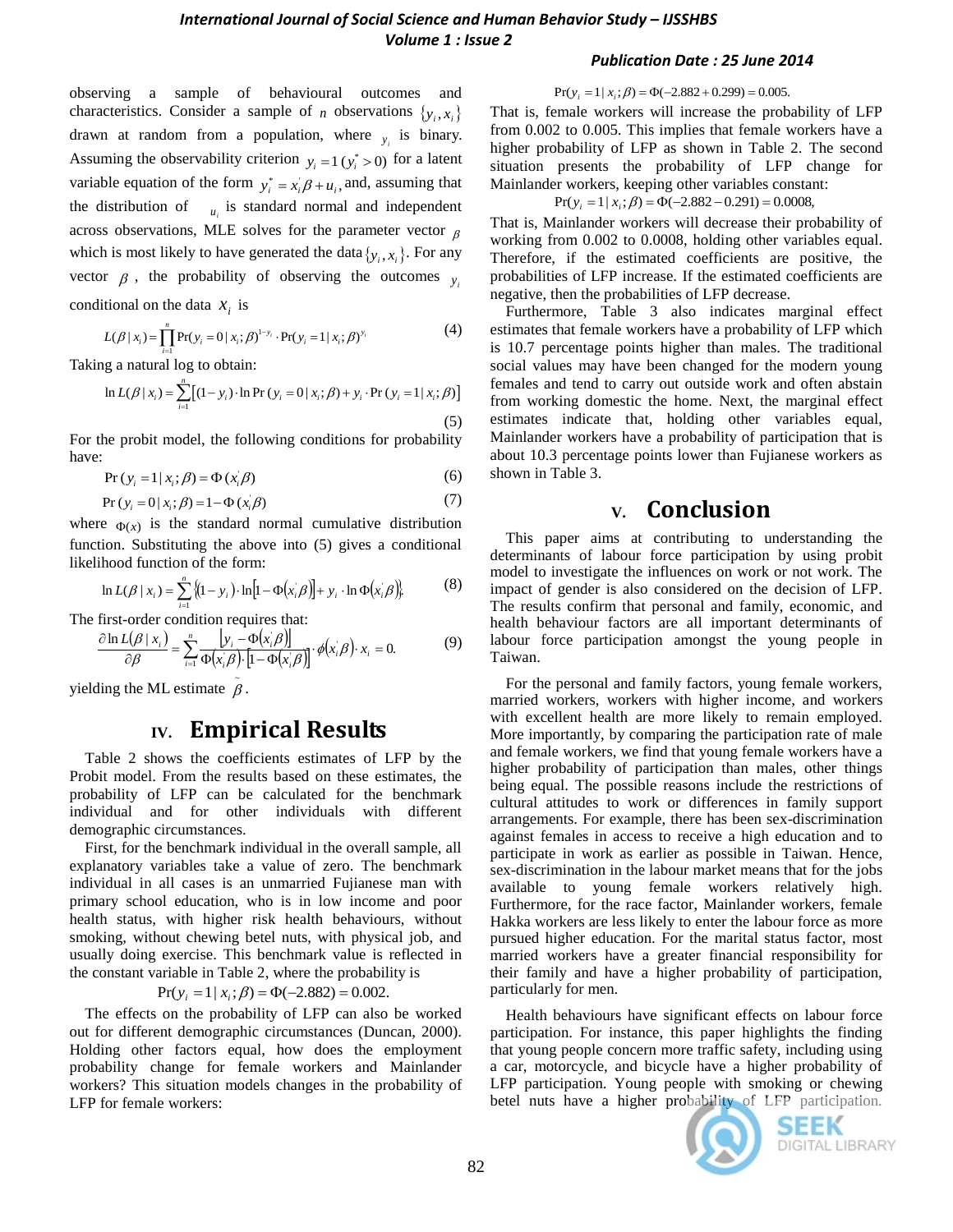observing a sample of behavioural outcomes and characteristics. Consider a sample of $n$ observations $\{y_i, x_i\}$ drawn at random from a population, where $y_i$ is binary. Assuming the observability criterion $y_i = 1\,(y_i^* > 0)$ for a latent variable equation of the form $y_i^* = x_i^{'}\beta + u_i$, and, assuming that the distribution of $u_i$ is standard normal and independent across observations, MLE solves for the parameter vector $\beta$ which is most likely to have generated the data $\{y_i, x_i\}$. For any vector $\beta$, the probability of observing the outcomes $y_i$ conditional on the data $x_i$ is

$$L(\beta \mid x_i) = \prod_{i=1}^{n} \Pr(y_i = 0 \mid x_i; \beta)^{1-y_i} \cdot \Pr(y_i = 1 \mid x_i; \beta)^{y_i} \tag{4}$$

Taking a natural log to obtain:

$$\ln L(\beta \mid x_i) = \sum_{i=1}^{n} \left[(1-y_i) \cdot \ln \Pr(y_i = 0 \mid x_i; \beta) + y_i \cdot \Pr(y_i = 1 \mid x_i; \beta)\right] \tag{5}$$

For the probit model, the following conditions for probability have:

$$\Pr(y_i = 1 \mid x_i; \beta) = \Phi(x_i^{'}\beta) \tag{6}$$

$$\Pr(y_i = 0 \mid x_i; \beta) = 1 - \Phi(x_i^{'}\beta) \tag{7}$$

where $\Phi(x)$ is the standard normal cumulative distribution function. Substituting the above into (5) gives a conditional likelihood function of the form:

$$\ln L(\beta \mid x_i) = \sum_{i=1}^{n} \left\{(1-y_i) \cdot \ln\left[1 - \Phi(x_i^{'}\beta)\right] + y_i \cdot \ln \Phi(x_i^{'}\beta)\right\} \tag{8}$$

The first-order condition requires that:

$$\frac{\partial \ln L(\beta \mid x_i)}{\partial \beta} = \sum_{i=1}^{n} \frac{\left[y_i - \Phi(x_i^{'}\beta)\right]}{\Phi(x_i^{'}\beta) \cdot \left[1 - \Phi(x_i^{'}\beta)\right]} \cdot \phi(x_i^{'}\beta) \cdot x_i = 0. \tag{9}$$

yielding the ML estimate $\tilde{\beta}$.

## IV. Empirical Results

Table 2 shows the coefficients estimates of LFP by the Probit model. From the results based on these estimates, the probability of LFP can be calculated for the benchmark individual and for other individuals with different demographic circumstances.

First, for the benchmark individual in the overall sample, all explanatory variables take a value of zero. The benchmark individual in all cases is an unmarried Fujianese man with primary school education, who is in low income and poor health status, with higher risk health behaviours, without smoking, without chewing betel nuts, with physical job, and usually doing exercise. This benchmark value is reflected in the constant variable in Table 2, where the probability is

$$\Pr(y_i = 1 \mid x_i; \beta) = \Phi(-2.882) = 0.002.$$

The effects on the probability of LFP can also be worked out for different demographic circumstances (Duncan, 2000). Holding other factors equal, how does the employment probability change for female workers and Mainlander workers? This situation models changes in the probability of LFP for female workers:

$$\Pr(y_i = 1 \mid x_i; \beta) = \Phi(-2.882 + 0.299) = 0.005.$$

That is, female workers will increase the probability of LFP from 0.002 to 0.005. This implies that female workers have a higher probability of LFP as shown in Table 2. The second situation presents the probability of LFP change for Mainlander workers, keeping other variables constant:

$$\Pr(y_i = 1 \mid x_i; \beta) = \Phi(-2.882 - 0.291) = 0.0008,$$

That is, Mainlander workers will decrease their probability of working from 0.002 to 0.0008, holding other variables equal. Therefore, if the estimated coefficients are positive, the probabilities of LFP increase. If the estimated coefficients are negative, then the probabilities of LFP decrease.

Furthermore, Table 3 also indicates marginal effect estimates that female workers have a probability of LFP which is 10.7 percentage points higher than males. The traditional social values may have been changed for the modern young females and tend to carry out outside work and often abstain from working domestic the home. Next, the marginal effect estimates indicate that, holding other variables equal, Mainlander workers have a probability of participation that is about 10.3 percentage points lower than Fujianese workers as shown in Table 3.

## V. Conclusion

This paper aims at contributing to understanding the determinants of labour force participation by using probit model to investigate the influences on work or not work. The impact of gender is also considered on the decision of LFP. The results confirm that personal and family, economic, and health behaviour factors are all important determinants of labour force participation amongst the young people in Taiwan.

For the personal and family factors, young female workers, married workers, workers with higher income, and workers with excellent health are more likely to remain employed. More importantly, by comparing the participation rate of male and female workers, we find that young female workers have a higher probability of participation than males, other things being equal. The possible reasons include the restrictions of cultural attitudes to work or differences in family support arrangements. For example, there has been sex-discrimination against females in access to receive a high education and to participate in work as earlier as possible in Taiwan. Hence, sex-discrimination in the labour market means that for the jobs available to young female workers relatively high. Furthermore, for the race factor, Mainlander workers, female Hakka workers are less likely to enter the labour force as more pursued higher education. For the marital status factor, most married workers have a greater financial responsibility for their family and have a higher probability of participation, particularly for men.

Health behaviours have significant effects on labour force participation. For instance, this paper highlights the finding that young people concern more traffic safety, including using a car, motorcycle, and bicycle have a higher probability of LFP participation. Young people with smoking or chewing betel nuts have a higher probability of LFP participation.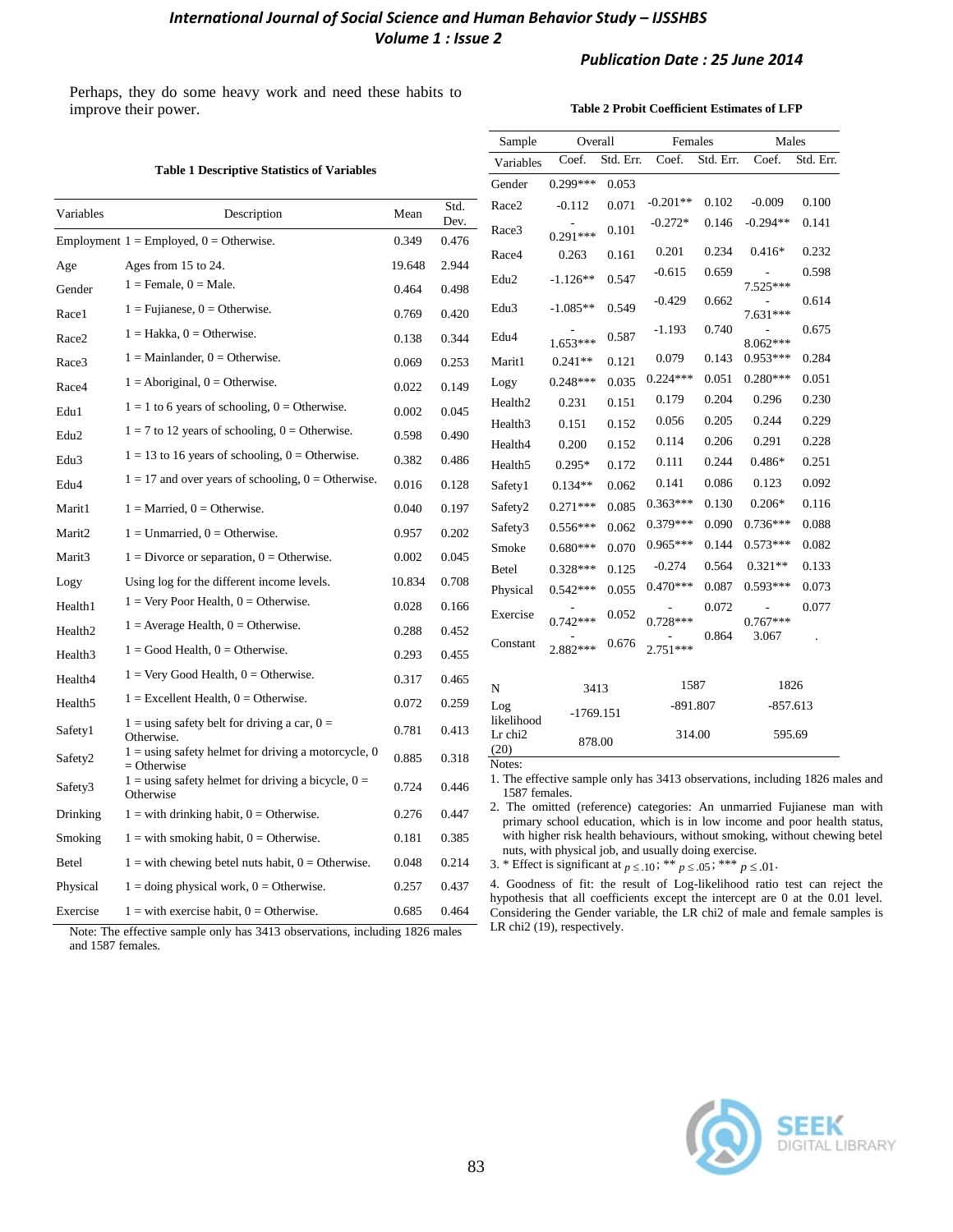Perhaps, they do some heavy work and need these habits to improve their power.

**Table 1 Descriptive Statistics of Variables**

| Variables | Description | Mean | Std. Dev. |
|---|---|---|---|
| Employment | 1 = Employed, 0 = Otherwise. | 0.349 | 0.476 |
| Age | Ages from 15 to 24. | 19.648 | 2.944 |
| Gender | 1 = Female, 0 = Male. | 0.464 | 0.498 |
| Race1 | 1 = Fujianese, 0 = Otherwise. | 0.769 | 0.420 |
| Race2 | 1 = Hakka, 0 = Otherwise. | 0.138 | 0.344 |
| Race3 | 1 = Mainlander, 0 = Otherwise. | 0.069 | 0.253 |
| Race4 | 1 = Aboriginal, 0 = Otherwise. | 0.022 | 0.149 |
| Edu1 | 1 = 1 to 6 years of schooling, 0 = Otherwise. | 0.002 | 0.045 |
| Edu2 | 1 = 7 to 12 years of schooling, 0 = Otherwise. | 0.598 | 0.490 |
| Edu3 | 1 = 13 to 16 years of schooling, 0 = Otherwise. | 0.382 | 0.486 |
| Edu4 | 1 = 17 and over years of schooling, 0 = Otherwise. | 0.016 | 0.128 |
| Marit1 | 1 = Married, 0 = Otherwise. | 0.040 | 0.197 |
| Marit2 | 1 = Unmarried, 0 = Otherwise. | 0.957 | 0.202 |
| Marit3 | 1 = Divorce or separation, 0 = Otherwise. | 0.002 | 0.045 |
| Logy | Using log for the different income levels. | 10.834 | 0.708 |
| Health1 | 1 = Very Poor Health, 0 = Otherwise. | 0.028 | 0.166 |
| Health2 | 1 = Average Health, 0 = Otherwise. | 0.288 | 0.452 |
| Health3 | 1 = Good Health, 0 = Otherwise. | 0.293 | 0.455 |
| Health4 | 1 = Very Good Health, 0 = Otherwise. | 0.317 | 0.465 |
| Health5 | 1 = Excellent Health, 0 = Otherwise. | 0.072 | 0.259 |
| Safety1 | 1 = using safety belt for driving a car, 0 = Otherwise. | 0.781 | 0.413 |
| Safety2 | 1 = using safety helmet for driving a motorcycle, 0 = Otherwise | 0.885 | 0.318 |
| Safety3 | 1 = using safety helmet for driving a bicycle, 0 = Otherwise | 0.724 | 0.446 |
| Drinking | 1 = with drinking habit, 0 = Otherwise. | 0.276 | 0.447 |
| Smoking | 1 = with smoking habit, 0 = Otherwise. | 0.181 | 0.385 |
| Betel | 1 = with chewing betel nuts habit, 0 = Otherwise. | 0.048 | 0.214 |
| Physical | 1 = doing physical work, 0 = Otherwise. | 0.257 | 0.437 |
| Exercise | 1 = with exercise habit, 0 = Otherwise. | 0.685 | 0.464 |

Note: The effective sample only has 3413 observations, including 1826 males and 1587 females.

**Table 2 Probit Coefficient Estimates of LFP**

| Sample | Overall | | Females | | Males | |
|---|---|---|---|---|---|---|
| Variables | Coef. | Std. Err. | Coef. | Std. Err. | Coef. | Std. Err. |
| Gender | 0.299*** | 0.053 | | | | |
| Race2 | -0.112 | 0.071 | -0.201** | 0.102 | -0.009 | 0.100 |
| Race3 | -0.291*** | 0.101 | -0.272* | 0.146 | -0.294** | 0.141 |
| Race4 | 0.263 | 0.161 | 0.201 | 0.234 | 0.416* | 0.232 |
| Edu2 | -1.126** | 0.547 | -0.615 | 0.659 | -7.525*** | 0.598 |
| Edu3 | -1.085** | 0.549 | -0.429 | 0.662 | -7.631*** | 0.614 |
| Edu4 | -1.653*** | 0.587 | -1.193 | 0.740 | -8.062*** | 0.675 |
| Marit1 | 0.241** | 0.121 | 0.079 | 0.143 | 0.953*** | 0.284 |
| Logy | 0.248*** | 0.035 | 0.224*** | 0.051 | 0.280*** | 0.051 |
| Health2 | 0.231 | 0.151 | 0.179 | 0.204 | 0.296 | 0.230 |
| Health3 | 0.151 | 0.152 | 0.056 | 0.205 | 0.244 | 0.229 |
| Health4 | 0.200 | 0.152 | 0.114 | 0.206 | 0.291 | 0.228 |
| Health5 | 0.295* | 0.172 | 0.111 | 0.244 | 0.486* | 0.251 |
| Safety1 | 0.134** | 0.062 | 0.141 | 0.086 | 0.123 | 0.092 |
| Safety2 | 0.271*** | 0.085 | 0.363*** | 0.130 | 0.206* | 0.116 |
| Safety3 | 0.556*** | 0.062 | 0.379*** | 0.090 | 0.736*** | 0.088 |
| Smoke | 0.680*** | 0.070 | 0.965*** | 0.144 | 0.573*** | 0.082 |
| Betel | 0.328*** | 0.125 | -0.274 | 0.564 | 0.321** | 0.133 |
| Physical | 0.542*** | 0.055 | 0.470*** | 0.087 | 0.593*** | 0.073 |
| Exercise | -0.742*** | 0.052 | -0.728*** | 0.072 | -0.767*** | 0.077 |
| Constant | -2.882*** | 0.676 | -2.751*** | 0.864 | 3.067 | . |
| N | 3413 | | 1587 | | 1826 | |
| Log likelihood | -1769.151 | | -891.807 | | -857.613 | |
| Lr chi2 (20) | 878.00 | | 314.00 | | 595.69 | |

Notes:

1. The effective sample only has 3413 observations, including 1826 males and 1587 females.
2. The omitted (reference) categories: An unmarried Fujianese man with primary school education, which is in low income and poor health status, with higher risk health behaviours, without smoking, without chewing betel nuts, with physical job, and usually doing exercise.
3. * Effect is significant at $p \leq .10$; ** $p \leq .05$; *** $p \leq .01$.
4. Goodness of fit: the result of Log-likelihood ratio test can reject the hypothesis that all coefficients except the intercept are 0 at the 0.01 level. Considering the Gender variable, the LR chi2 of male and female samples is LR chi2 (19), respectively.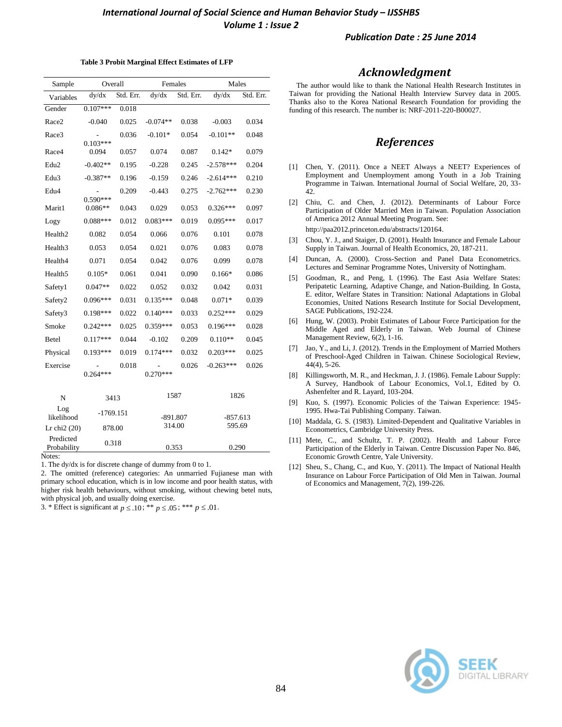**Table 3 Probit Marginal Effect Estimates of LFP**

| Sample | Overall | | Females | | Males | |
|---|---|---|---|---|---|---|
| Variables | dy/dx | Std. Err. | dy/dx | Std. Err. | dy/dx | Std. Err. |
| Gender | 0.107*** | 0.018 | | | | |
| Race2 | -0.040 | 0.025 | -0.074** | 0.038 | -0.003 | 0.034 |
| Race3 | -0.103*** | 0.036 | -0.101* | 0.054 | -0.101** | 0.048 |
| Race4 | 0.094 | 0.057 | 0.074 | 0.087 | 0.142* | 0.079 |
| Edu2 | -0.402** | 0.195 | -0.228 | 0.245 | -2.578*** | 0.204 |
| Edu3 | -0.387** | 0.196 | -0.159 | 0.246 | -2.614*** | 0.210 |
| Edu4 | -0.590*** | 0.209 | -0.443 | 0.275 | -2.762*** | 0.230 |
| Marit1 | 0.086** | 0.043 | 0.029 | 0.053 | 0.326*** | 0.097 |
| Logy | 0.088*** | 0.012 | 0.083*** | 0.019 | 0.095*** | 0.017 |
| Health2 | 0.082 | 0.054 | 0.066 | 0.076 | 0.101 | 0.078 |
| Health3 | 0.053 | 0.054 | 0.021 | 0.076 | 0.083 | 0.078 |
| Health4 | 0.071 | 0.054 | 0.042 | 0.076 | 0.099 | 0.078 |
| Health5 | 0.105* | 0.061 | 0.041 | 0.090 | 0.166* | 0.086 |
| Safety1 | 0.047** | 0.022 | 0.052 | 0.032 | 0.042 | 0.031 |
| Safety2 | 0.096*** | 0.031 | 0.135*** | 0.048 | 0.071* | 0.039 |
| Safety3 | 0.198*** | 0.022 | 0.140*** | 0.033 | 0.252*** | 0.029 |
| Smoke | 0.242*** | 0.025 | 0.359*** | 0.053 | 0.196*** | 0.028 |
| Betel | 0.117*** | 0.044 | -0.102 | 0.209 | 0.110** | 0.045 |
| Physical | 0.193*** | 0.019 | 0.174*** | 0.032 | 0.203*** | 0.025 |
| Exercise | -0.264*** | 0.018 | -0.270*** | 0.026 | -0.263*** | 0.026 |
| N | 3413 | | 1587 | | 1826 | |
| Log likelihood | -1769.151 | | -891.807 | | -857.613 | |
| Lr chi2 (20) | 878.00 | | 314.00 | | 595.69 | |
| Predicted Probability | 0.318 | | 0.353 | | 0.290 | |

Notes:

1. The dy/dx is for discrete change of dummy from 0 to 1.
2. The omitted (reference) categories: An unmarried Fujianese man with primary school education, which is in low income and poor health status, with higher risk health behaviours, without smoking, without chewing betel nuts, with physical job, and usually doing exercise.
3. * Effect is significant at $p \leq .10$; ** $p \leq .05$; *** $p \leq .01$.

## Acknowledgment

The author would like to thank the National Health Research Institutes in Taiwan for providing the National Health Interview Survey data in 2005. Thanks also to the Korea National Research Foundation for providing the funding of this research. The number is: NRF-2011-220-B00027.

## References

[1] Chen, Y. (2011). Once a NEET Always a NEET? Experiences of Employment and Unemployment among Youth in a Job Training Programme in Taiwan. International Journal of Social Welfare, 20, 33-42.

[2] Chiu, C. and Chen, J. (2012). Determinants of Labour Force Participation of Older Married Men in Taiwan. Population Association of America 2012 Annual Meeting Program. See: http://paa2012.princeton.edu/abstracts/120164.

[3] Chou, Y. J., and Staiger, D. (2001). Health Insurance and Female Labour Supply in Taiwan. Journal of Health Economics, 20, 187-211.

[4] Duncan, A. (2000). Cross-Section and Panel Data Econometrics. Lectures and Seminar Programme Notes, University of Nottingham.

[5] Goodman, R., and Peng, I. (1996). The East Asia Welfare States: Peripatetic Learning, Adaptive Change, and Nation-Building. In Gosta, E. editor, Welfare States in Transition: National Adaptations in Global Economies, United Nations Research Institute for Social Development, SAGE Publications, 192-224.

[6] Hung, W. (2003). Probit Estimates of Labour Force Participation for the Middle Aged and Elderly in Taiwan. Web Journal of Chinese Management Review, 6(2), 1-16.

[7] Jao, Y., and Li, J. (2012). Trends in the Employment of Married Mothers of Preschool-Aged Children in Taiwan. Chinese Sociological Review, 44(4), 5-26.

[8] Killingsworth, M. R., and Heckman, J. J. (1986). Female Labour Supply: A Survey, Handbook of Labour Economics, Vol.1, Edited by O. Ashenfelter and R. Layard, 103-204.

[9] Kuo, S. (1997). Economic Policies of the Taiwan Experience: 1945-1995. Hwa-Tai Publishing Company. Taiwan.

[10] Maddala, G. S. (1983). Limited-Dependent and Qualitative Variables in Econometrics, Cambridge University Press.

[11] Mete, C., and Schultz, T. P. (2002). Health and Labour Force Participation of the Elderly in Taiwan. Centre Discussion Paper No. 846, Economic Growth Centre, Yale University.

[12] Sheu, S., Chang, C., and Kuo, Y. (2011). The Impact of National Health Insurance on Labour Force Participation of Old Men in Taiwan. Journal of Economics and Management, 7(2), 199-226.